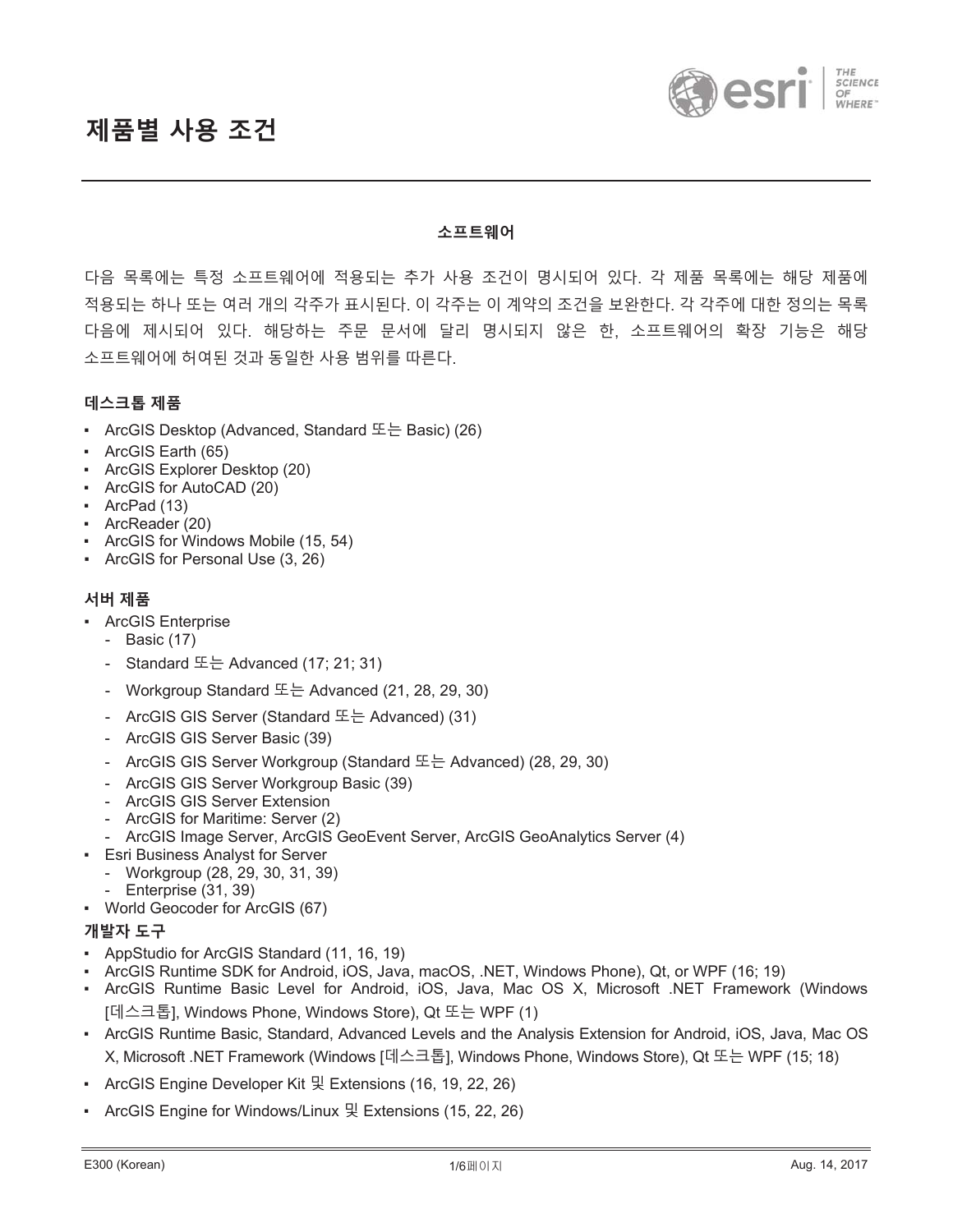# 제품별 사용 조건

## 소프트웨어

다음 목록에는 특정 소프트웨어에 적용되는 추가 사용 조건이 명시되어 있다. 각 제품 목록에는 해당 제품에 적용되는 하나 또는 여러 개의 각주가 표시된다. 이 각주는 이 계약의 조건을 보완한다. 각 각주에 대한 정의는 목록 다음에 제시되어 있다. 해당하는 주문 문서에 달리 명시되지 않은 한, 소프트웨어의 확장 기능은 해당 소프트웨어에 허여된 것과 동일한 사용 범위를 따른다.

### 데스크톱 제품

- ArcGIS Desktop (Advanced, Standard 또는 Basic) (26)
- ArcGIS Earth (65)
- ArcGIS Explorer Desktop (20)
- ArcGIS for AutoCAD (20)
- ArcPad (13)
- ArcReader (20)
- ArcGIS for Windows Mobile (15, 54)
- ArcGIS for Personal Use (3, 26)

### 서버 제품

- ArcGIS Enterprise
  - Basic (17)
  - Standard 또는 Advanced (17; 21; 31)
  - Workgroup Standard 또는 Advanced (21, 28, 29, 30)
  - ArcGIS GIS Server (Standard 또는 Advanced) (31)
  - ArcGIS GIS Server Basic (39)
  - ArcGIS GIS Server Workgroup (Standard 또는 Advanced) (28, 29, 30)
  - ArcGIS GIS Server Workgroup Basic (39)
  - ArcGIS GIS Server Extension
  - ArcGIS for Maritime: Server (2)
  - ArcGIS Image Server, ArcGIS GeoEvent Server, ArcGIS GeoAnalytics Server (4)
- Esri Business Analyst for Server
  - Workgroup (28, 29, 30, 31, 39)
  - Enterprise (31, 39)
- World Geocoder for ArcGIS (67)

### 개발자 도구

- AppStudio for ArcGIS Standard (11, 16, 19)
- ArcGIS Runtime SDK for Android, iOS, Java, macOS, .NET, Windows Phone), Qt, or WPF (16; 19)
- ArcGIS Runtime Basic Level for Android, iOS, Java, Mac OS X, Microsoft .NET Framework (Windows [데스크톱], Windows Phone, Windows Store), Qt 또는 WPF (1)
- ArcGIS Runtime Basic, Standard, Advanced Levels and the Analysis Extension for Android, iOS, Java, Mac OS X, Microsoft .NET Framework (Windows [데스크톱], Windows Phone, Windows Store), Qt 또는 WPF (15; 18)
- ArcGIS Engine Developer Kit 및 Extensions (16, 19, 22, 26)
- ArcGIS Engine for Windows/Linux 및 Extensions (15, 22, 26)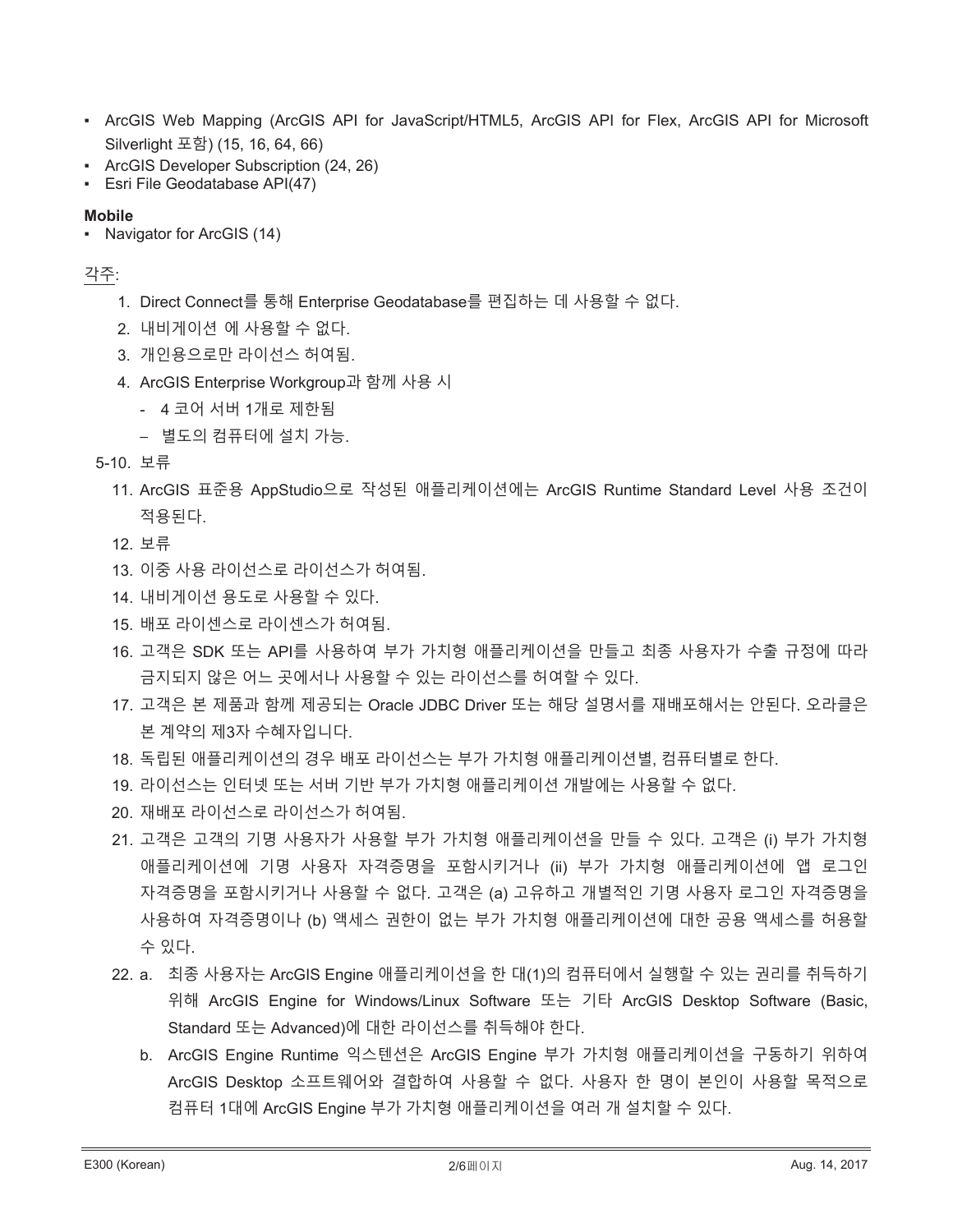- ArcGIS Web Mapping (ArcGIS API for JavaScript/HTML5, ArcGIS API for Flex, ArcGIS API for Microsoft Silverlight 포함) (15, 16, 64, 66)
- ArcGIS Developer Subscription (24, 26)
- Esri File Geodatabase API(47)

**Mobile**

- Navigator for ArcGIS (14)

각주:

1. Direct Connect를 통해 Enterprise Geodatabase를 편집하는 데 사용할 수 없다.
2. 내비게이션 에 사용할 수 없다.
3. 개인용으로만 라이선스 허여됨.
4. ArcGIS Enterprise Workgroup과 함께 사용 시
   - 4 코어 서버 1개로 제한됨
   - 별도의 컴퓨터에 설치 가능.

5-10. 보류

11. ArcGIS 표준용 AppStudio으로 작성된 애플리케이션에는 ArcGIS Runtime Standard Level 사용 조건이 적용된다.
12. 보류
13. 이중 사용 라이선스로 라이선스가 허여됨.
14. 내비게이션 용도로 사용할 수 있다.
15. 배포 라이센스로 라이센스가 허여됨.
16. 고객은 SDK 또는 API를 사용하여 부가 가치형 애플리케이션을 만들고 최종 사용자가 수출 규정에 따라 금지되지 않은 어느 곳에서나 사용할 수 있는 라이선스를 허여할 수 있다.
17. 고객은 본 제품과 함께 제공되는 Oracle JDBC Driver 또는 해당 설명서를 재배포해서는 안된다. 오라클은 본 계약의 제3자 수혜자입니다.
18. 독립된 애플리케이션의 경우 배포 라이선스는 부가 가치형 애플리케이션별, 컴퓨터별로 한다.
19. 라이선스는 인터넷 또는 서버 기반 부가 가치형 애플리케이션 개발에는 사용할 수 없다.
20. 재배포 라이선스로 라이선스가 허여됨.
21. 고객은 고객의 기명 사용자가 사용할 부가 가치형 애플리케이션을 만들 수 있다. 고객은 (i) 부가 가치형 애플리케이션에 기명 사용자 자격증명을 포함시키거나 (ii) 부가 가치형 애플리케이션에 앱 로그인 자격증명을 포함시키거나 사용할 수 없다. 고객은 (a) 고유하고 개별적인 기명 사용자 로그인 자격증명을 사용하여 자격증명이나 (b) 액세스 권한이 없는 부가 가치형 애플리케이션에 대한 공용 액세스를 허용할 수 있다.
22. a. 최종 사용자는 ArcGIS Engine 애플리케이션을 한 대(1)의 컴퓨터에서 실행할 수 있는 권리를 취득하기 위해 ArcGIS Engine for Windows/Linux Software 또는 기타 ArcGIS Desktop Software (Basic, Standard 또는 Advanced)에 대한 라이선스를 취득해야 한다.

    b. ArcGIS Engine Runtime 익스텐션은 ArcGIS Engine 부가 가치형 애플리케이션을 구동하기 위하여 ArcGIS Desktop 소프트웨어와 결합하여 사용할 수 없다. 사용자 한 명이 본인이 사용할 목적으로 컴퓨터 1대에 ArcGIS Engine 부가 가치형 애플리케이션을 여러 개 설치할 수 있다.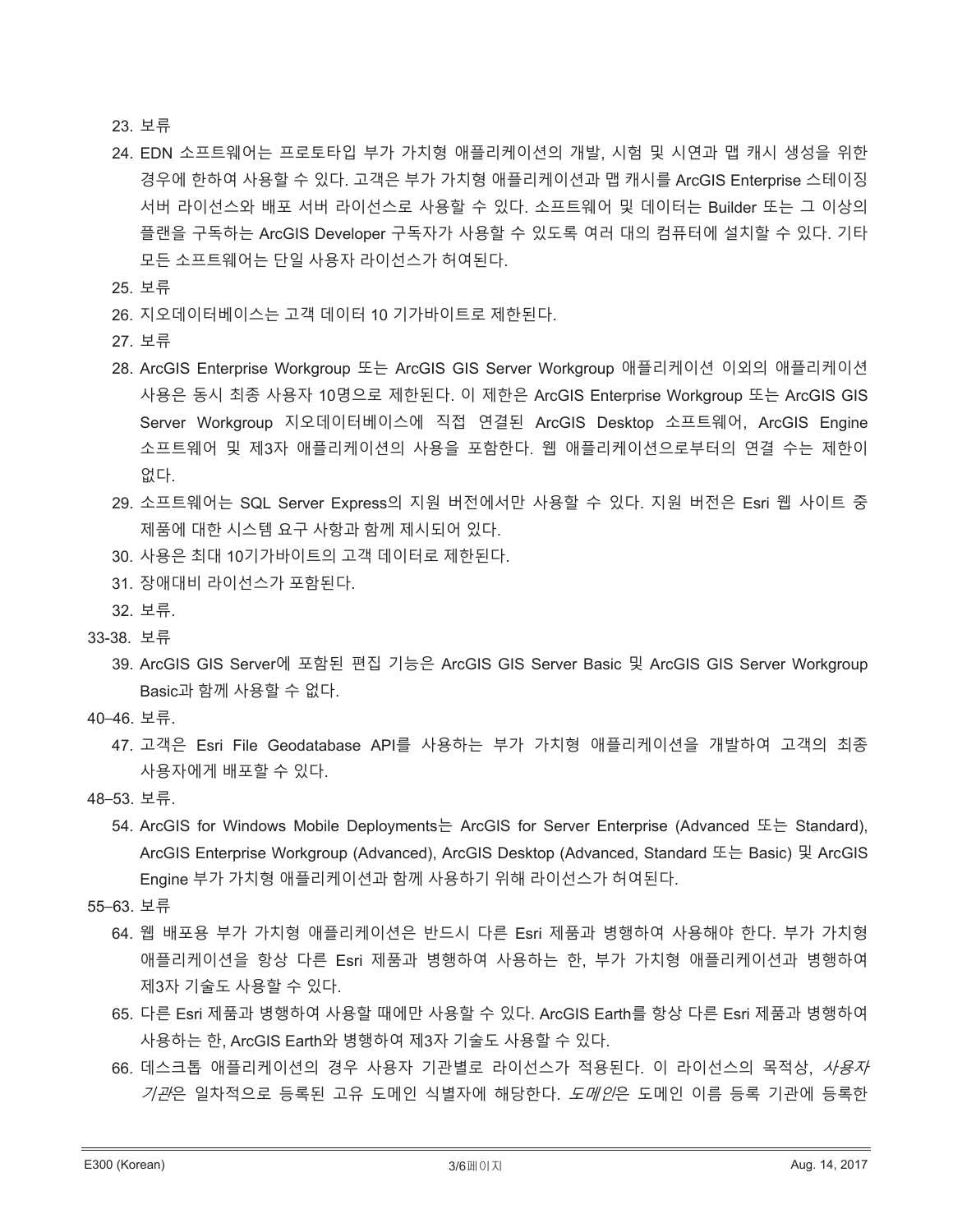23. 보류
24. EDN 소프트웨어는 프로토타입 부가 가치형 애플리케이션의 개발, 시험 및 시연과 맵 캐시 생성을 위한 경우에 한하여 사용할 수 있다. 고객은 부가 가치형 애플리케이션과 맵 캐시를 ArcGIS Enterprise 스테이징 서버 라이선스와 배포 서버 라이선스로 사용할 수 있다. 소프트웨어 및 데이터는 Builder 또는 그 이상의 플랜을 구독하는 ArcGIS Developer 구독자가 사용할 수 있도록 여러 대의 컴퓨터에 설치할 수 있다. 기타 모든 소프트웨어는 단일 사용자 라이선스가 허여된다.
25. 보류
26. 지오데이터베이스는 고객 데이터 10 기가바이트로 제한된다.
27. 보류
28. ArcGIS Enterprise Workgroup 또는 ArcGIS GIS Server Workgroup 애플리케이션 이외의 애플리케이션 사용은 동시 최종 사용자 10명으로 제한된다. 이 제한은 ArcGIS Enterprise Workgroup 또는 ArcGIS GIS Server Workgroup 지오데이터베이스에 직접 연결된 ArcGIS Desktop 소프트웨어, ArcGIS Engine 소프트웨어 및 제3자 애플리케이션의 사용을 포함한다. 웹 애플리케이션으로부터의 연결 수는 제한이 없다.
29. 소프트웨어는 SQL Server Express의 지원 버전에서만 사용할 수 있다. 지원 버전은 Esri 웹 사이트 중 제품에 대한 시스템 요구 사항과 함께 제시되어 있다.
30. 사용은 최대 10기가바이트의 고객 데이터로 제한된다.
31. 장애대비 라이선스가 포함된다.
32. 보류.

33-38. 보류

39. ArcGIS GIS Server에 포함된 편집 기능은 ArcGIS GIS Server Basic 및 ArcGIS GIS Server Workgroup Basic과 함께 사용할 수 없다.

40–46. 보류.

47. 고객은 Esri File Geodatabase API를 사용하는 부가 가치형 애플리케이션을 개발하여 고객의 최종 사용자에게 배포할 수 있다.

48–53. 보류.

54. ArcGIS for Windows Mobile Deployments는 ArcGIS for Server Enterprise (Advanced 또는 Standard), ArcGIS Enterprise Workgroup (Advanced), ArcGIS Desktop (Advanced, Standard 또는 Basic) 및 ArcGIS Engine 부가 가치형 애플리케이션과 함께 사용하기 위해 라이선스가 허여된다.

55–63. 보류

64. 웹 배포용 부가 가치형 애플리케이션은 반드시 다른 Esri 제품과 병행하여 사용해야 한다. 부가 가치형 애플리케이션을 항상 다른 Esri 제품과 병행하여 사용하는 한, 부가 가치형 애플리케이션과 병행하여 제3자 기술도 사용할 수 있다.
65. 다른 Esri 제품과 병행하여 사용할 때에만 사용할 수 있다. ArcGIS Earth를 항상 다른 Esri 제품과 병행하여 사용하는 한, ArcGIS Earth와 병행하여 제3자 기술도 사용할 수 있다.
66. 데스크톱 애플리케이션의 경우 사용자 기관별로 라이선스가 적용된다. 이 라이선스의 목적상, *사용자 기관*은 일차적으로 등록된 고유 도메인 식별자에 해당한다. *도메인*은 도메인 이름 등록 기관에 등록한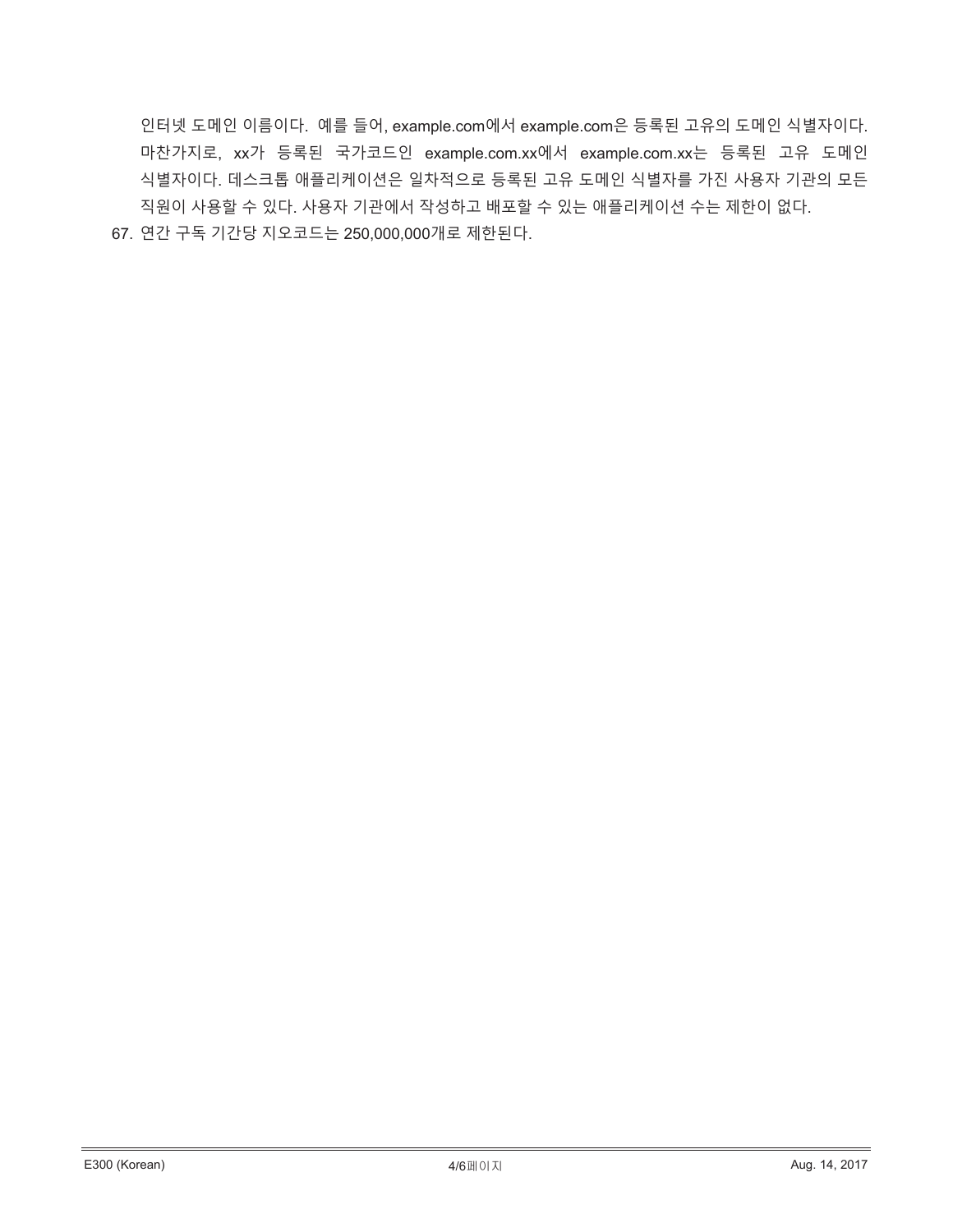인터넷 도메인 이름이다. 예를 들어, example.com에서 example.com은 등록된 고유의 도메인 식별자이다. 마찬가지로, xx가 등록된 국가코드인 example.com.xx에서 example.com.xx는 등록된 고유 도메인 식별자이다. 데스크톱 애플리케이션은 일차적으로 등록된 고유 도메인 식별자를 가진 사용자 기관의 모든 직원이 사용할 수 있다. 사용자 기관에서 작성하고 배포할 수 있는 애플리케이션 수는 제한이 없다.

67. 연간 구독 기간당 지오코드는 250,000,000개로 제한된다.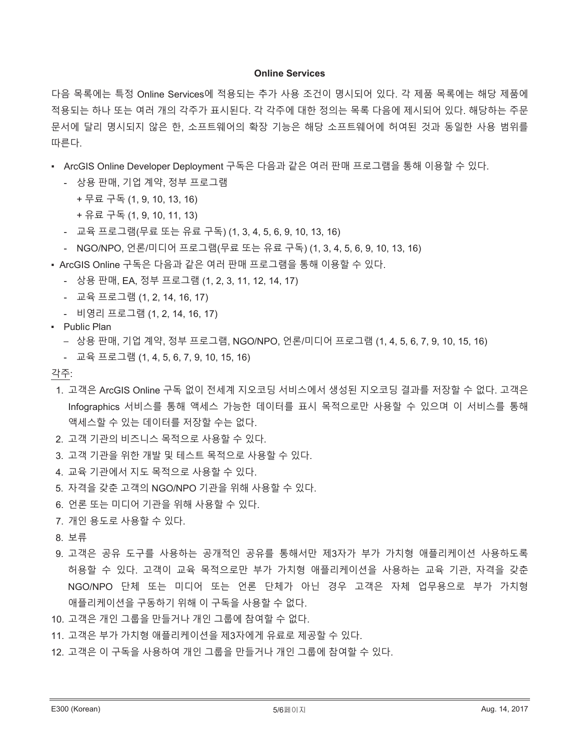**Online Services**

다음 목록에는 특정 Online Services에 적용되는 추가 사용 조건이 명시되어 있다. 각 제품 목록에는 해당 제품에 적용되는 하나 또는 여러 개의 각주가 표시된다. 각 각주에 대한 정의는 목록 다음에 제시되어 있다. 해당하는 주문 문서에 달리 명시되지 않은 한, 소프트웨어의 확장 기능은 해당 소프트웨어에 허여된 것과 동일한 사용 범위를 따른다.

- ArcGIS Online Developer Deployment 구독은 다음과 같은 여러 판매 프로그램을 통해 이용할 수 있다.
  - 상용 판매, 기업 계약, 정부 프로그램
    - + 무료 구독 (1, 9, 10, 13, 16)
    - + 유료 구독 (1, 9, 10, 11, 13)
  - 교육 프로그램(무료 또는 유료 구독) (1, 3, 4, 5, 6, 9, 10, 13, 16)
  - NGO/NPO, 언론/미디어 프로그램(무료 또는 유료 구독) (1, 3, 4, 5, 6, 9, 10, 13, 16)
- ArcGIS Online 구독은 다음과 같은 여러 판매 프로그램을 통해 이용할 수 있다.
  - 상용 판매, EA, 정부 프로그램 (1, 2, 3, 11, 12, 14, 17)
  - 교육 프로그램 (1, 2, 14, 16, 17)
  - 비영리 프로그램 (1, 2, 14, 16, 17)
- Public Plan
  - 상용 판매, 기업 계약, 정부 프로그램, NGO/NPO, 언론/미디어 프로그램 (1, 4, 5, 6, 7, 9, 10, 15, 16)
  - 교육 프로그램 (1, 4, 5, 6, 7, 9, 10, 15, 16)

각주:

1. 고객은 ArcGIS Online 구독 없이 전세계 지오코딩 서비스에서 생성된 지오코딩 결과를 저장할 수 없다. 고객은 Infographics 서비스를 통해 액세스 가능한 데이터를 표시 목적으로만 사용할 수 있으며 이 서비스를 통해 액세스할 수 있는 데이터를 저장할 수는 없다.
2. 고객 기관의 비즈니스 목적으로 사용할 수 있다.
3. 고객 기관을 위한 개발 및 테스트 목적으로 사용할 수 있다.
4. 교육 기관에서 지도 목적으로 사용할 수 있다.
5. 자격을 갖춘 고객의 NGO/NPO 기관을 위해 사용할 수 있다.
6. 언론 또는 미디어 기관을 위해 사용할 수 있다.
7. 개인 용도로 사용할 수 있다.
8. 보류
9. 고객은 공유 도구를 사용하는 공개적인 공유를 통해서만 제3자가 부가 가치형 애플리케이션 사용하도록 허용할 수 있다. 고객이 교육 목적으로만 부가 가치형 애플리케이션을 사용하는 교육 기관, 자격을 갖춘 NGO/NPO 단체 또는 미디어 또는 언론 단체가 아닌 경우 고객은 자체 업무용으로 부가 가치형 애플리케이션을 구동하기 위해 이 구독을 사용할 수 없다.
10. 고객은 개인 그룹을 만들거나 개인 그룹에 참여할 수 없다.
11. 고객은 부가 가치형 애플리케이션을 제3자에게 유료로 제공할 수 있다.
12. 고객은 이 구독을 사용하여 개인 그룹을 만들거나 개인 그룹에 참여할 수 있다.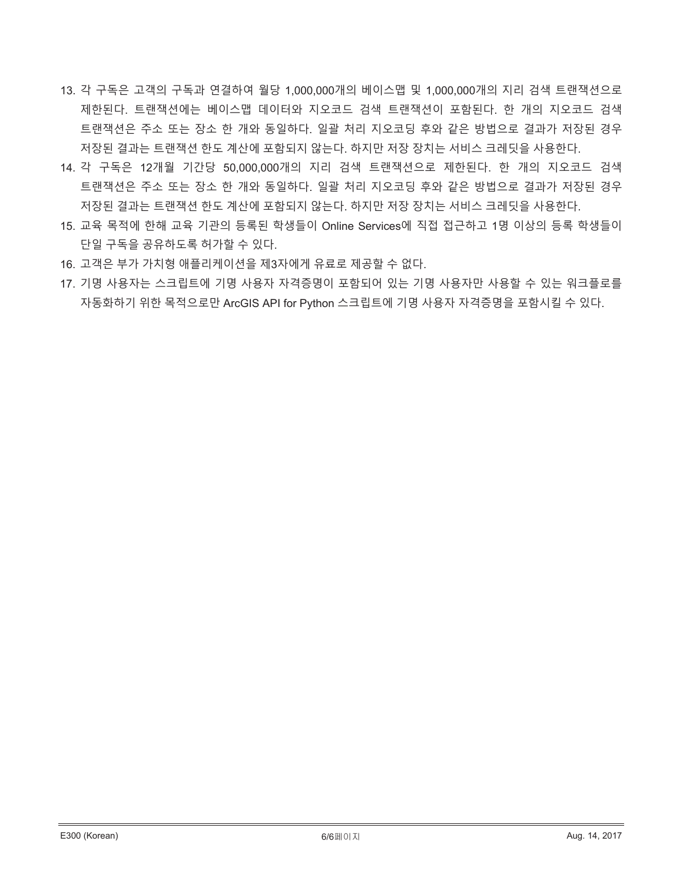13. 각 구독은 고객의 구독과 연결하여 월당 1,000,000개의 베이스맵 및 1,000,000개의 지리 검색 트랜잭션으로 제한된다. 트랜잭션에는 베이스맵 데이터와 지오코드 검색 트랜잭션이 포함된다. 한 개의 지오코드 검색 트랜잭션은 주소 또는 장소 한 개와 동일하다. 일괄 처리 지오코딩 후와 같은 방법으로 결과가 저장된 경우 저장된 결과는 트랜잭션 한도 계산에 포함되지 않는다. 하지만 저장 장치는 서비스 크레딧을 사용한다.
14. 각 구독은 12개월 기간당 50,000,000개의 지리 검색 트랜잭션으로 제한된다. 한 개의 지오코드 검색 트랜잭션은 주소 또는 장소 한 개와 동일하다. 일괄 처리 지오코딩 후와 같은 방법으로 결과가 저장된 경우 저장된 결과는 트랜잭션 한도 계산에 포함되지 않는다. 하지만 저장 장치는 서비스 크레딧을 사용한다.
15. 교육 목적에 한해 교육 기관의 등록된 학생들이 Online Services에 직접 접근하고 1명 이상의 등록 학생들이 단일 구독을 공유하도록 허가할 수 있다.
16. 고객은 부가 가치형 애플리케이션을 제3자에게 유료로 제공할 수 없다.
17. 기명 사용자는 스크립트에 기명 사용자 자격증명이 포함되어 있는 기명 사용자만 사용할 수 있는 워크플로를 자동화하기 위한 목적으로만 ArcGIS API for Python 스크립트에 기명 사용자 자격증명을 포함시킬 수 있다.